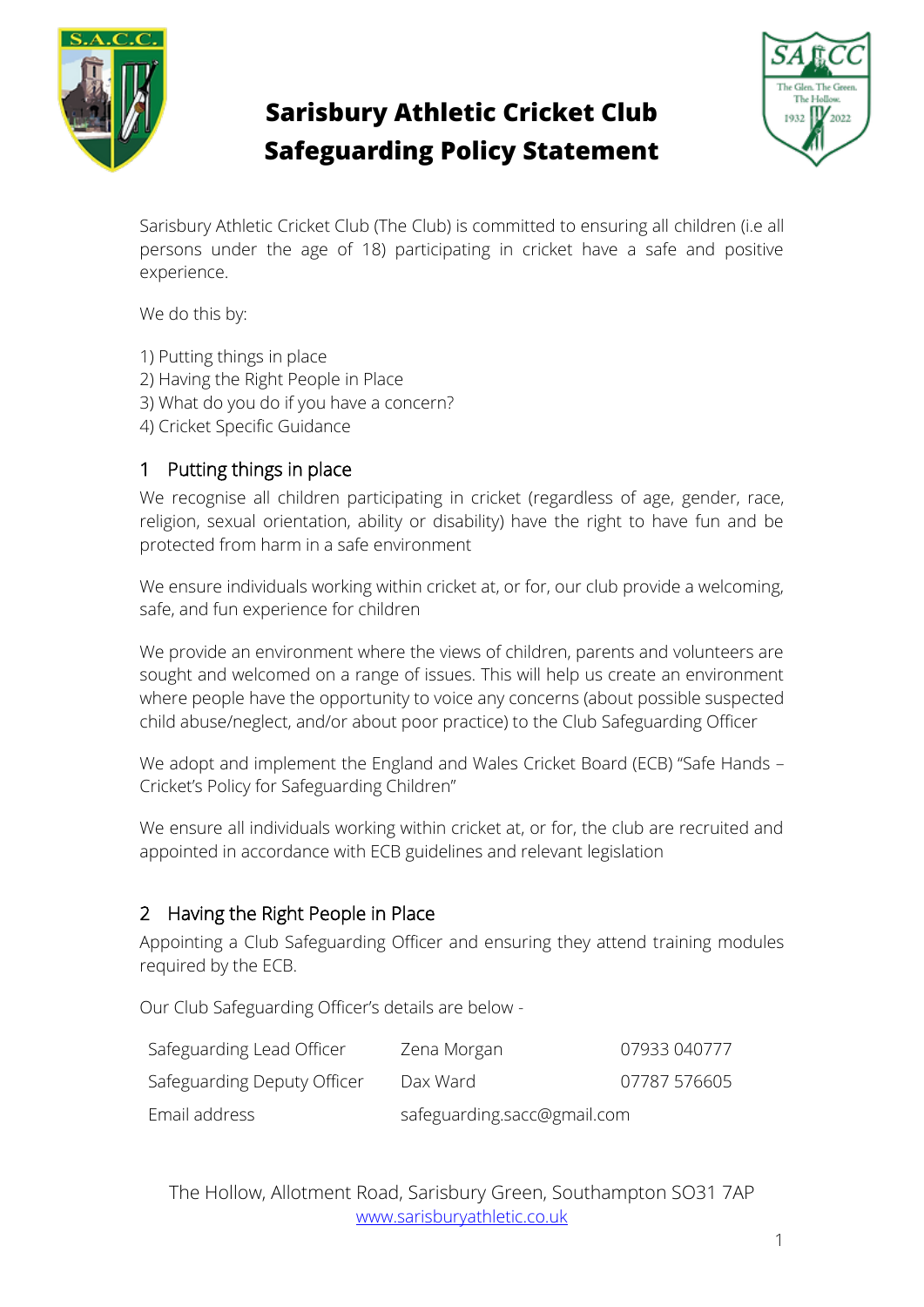# Sarisbury Athletic Cricket Club Safeguarding Policy Statement

Sarisbury Athletic Cricket Club (The Club) is committed to ensuring all children (i.e all persons under the age of 18) participating in cricket have a safe and positive experience.

We do this by:

1) Putting things in place
2) Having the Right People in Place
3) What do you do if you have a concern?
4) Cricket Specific Guidance

## 1 Putting things in place

We recognise all children participating in cricket (regardless of age, gender, race, religion, sexual orientation, ability or disability) have the right to have fun and be protected from harm in a safe environment

We ensure individuals working within cricket at, or for, our club provide a welcoming, safe, and fun experience for children

We provide an environment where the views of children, parents and volunteers are sought and welcomed on a range of issues. This will help us create an environment where people have the opportunity to voice any concerns (about possible suspected child abuse/neglect, and/or about poor practice) to the Club Safeguarding Officer

We adopt and implement the England and Wales Cricket Board (ECB) "Safe Hands – Cricket's Policy for Safeguarding Children"

We ensure all individuals working within cricket at, or for, the club are recruited and appointed in accordance with ECB guidelines and relevant legislation

## 2 Having the Right People in Place

Appointing a Club Safeguarding Officer and ensuring they attend training modules required by the ECB.

Our Club Safeguarding Officer's details are below -

| | | |
|---|---|---|
| Safeguarding Lead Officer | Zena Morgan | 07933 040777 |
| Safeguarding Deputy Officer | Dax Ward | 07787 576605 |
| Email address | safeguarding.sacc@gmail.com | |

The Hollow, Allotment Road, Sarisbury Green, Southampton SO31 7AP
www.sarisburyathletic.co.uk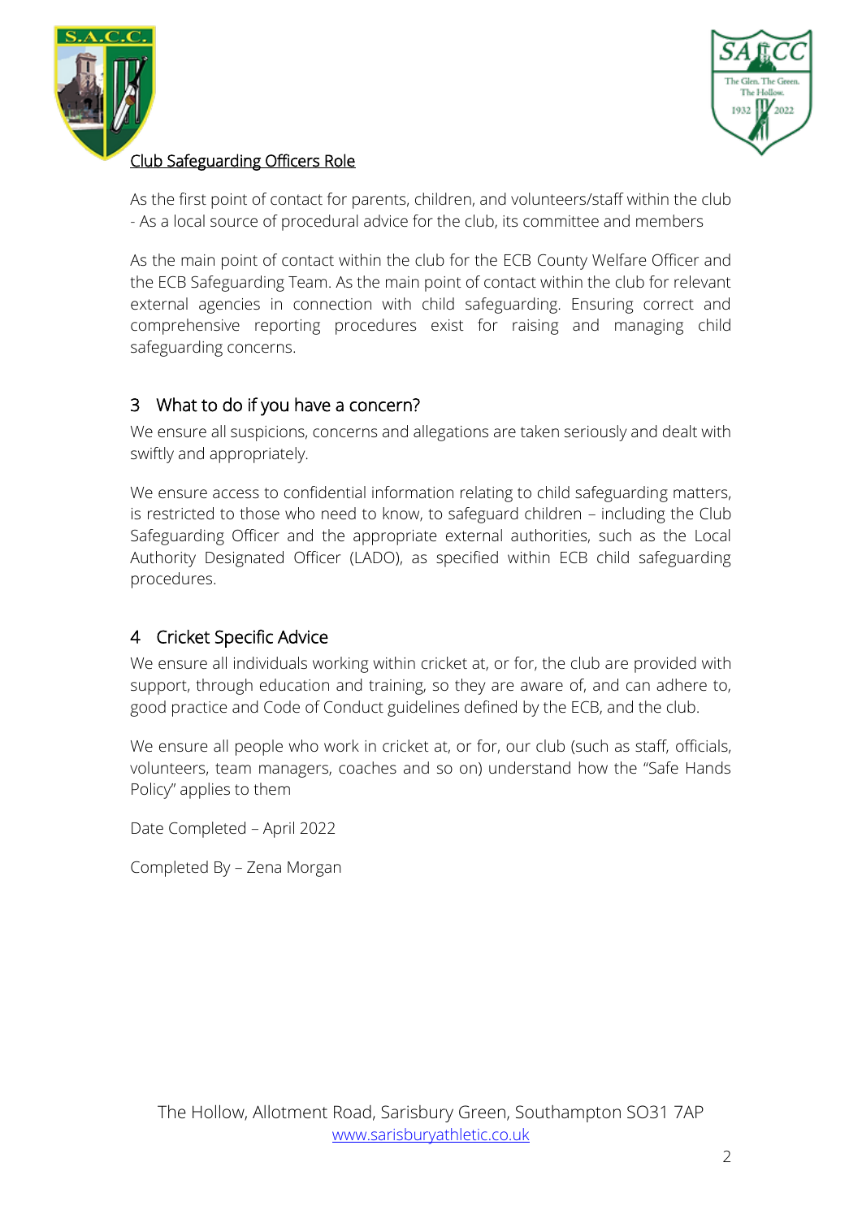Club Safeguarding Officers Role

As the first point of contact for parents, children, and volunteers/staff within the club - As a local source of procedural advice for the club, its committee and members

As the main point of contact within the club for the ECB County Welfare Officer and the ECB Safeguarding Team. As the main point of contact within the club for relevant external agencies in connection with child safeguarding. Ensuring correct and comprehensive reporting procedures exist for raising and managing child safeguarding concerns.

## 3 What to do if you have a concern?

We ensure all suspicions, concerns and allegations are taken seriously and dealt with swiftly and appropriately.

We ensure access to confidential information relating to child safeguarding matters, is restricted to those who need to know, to safeguard children – including the Club Safeguarding Officer and the appropriate external authorities, such as the Local Authority Designated Officer (LADO), as specified within ECB child safeguarding procedures.

## 4 Cricket Specific Advice

We ensure all individuals working within cricket at, or for, the club are provided with support, through education and training, so they are aware of, and can adhere to, good practice and Code of Conduct guidelines defined by the ECB, and the club.

We ensure all people who work in cricket at, or for, our club (such as staff, officials, volunteers, team managers, coaches and so on) understand how the "Safe Hands Policy" applies to them

Date Completed – April 2022

Completed By – Zena Morgan

The Hollow, Allotment Road, Sarisbury Green, Southampton SO31 7AP
www.sarisburyathletic.co.uk